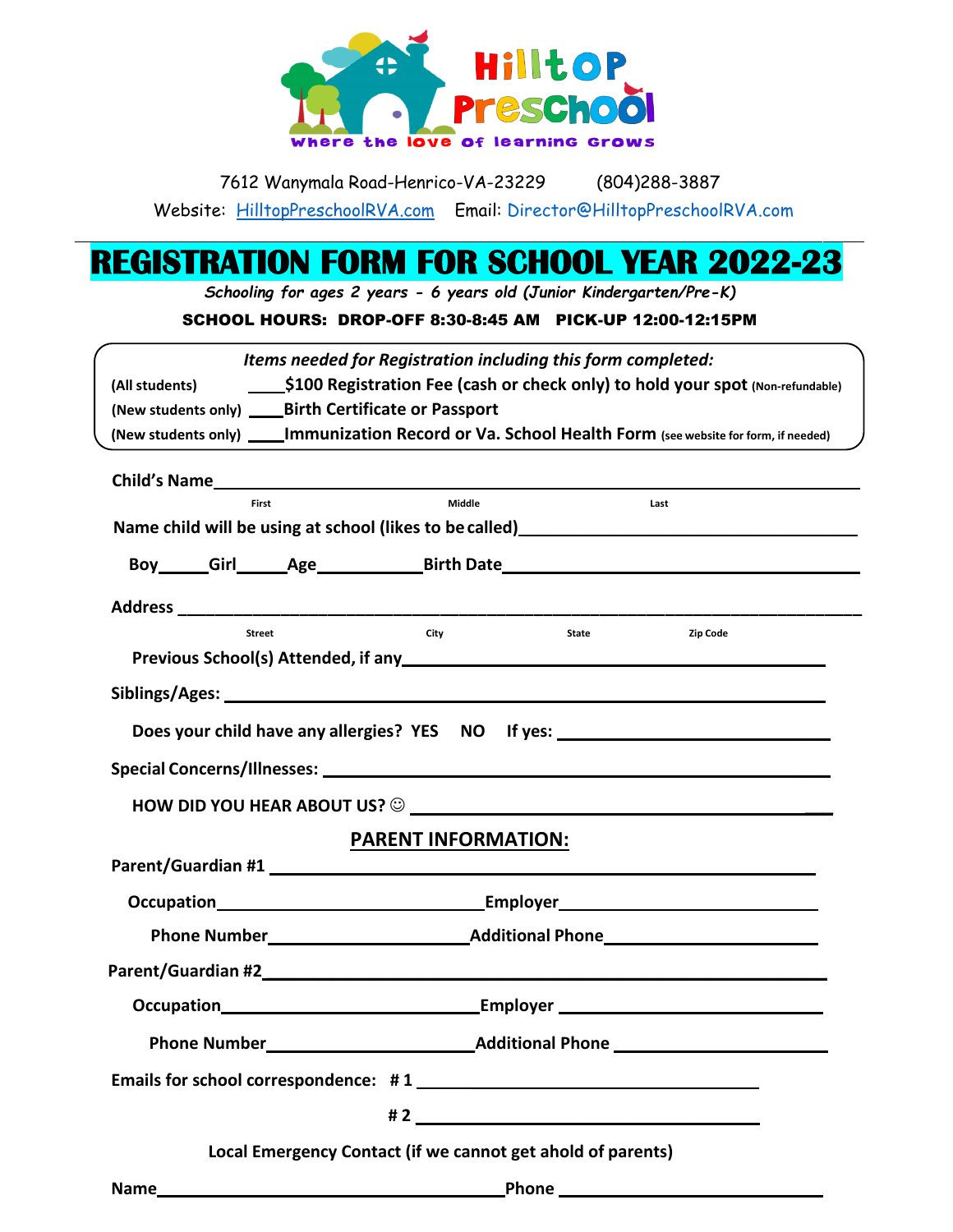# Hilltop Preschool

where the love of learning grows

7612 Wanymala Road-Henrico-VA-23229 (804)288-3887

Website: HilltopPreschoolRVA.com Email: Director@HilltopPreschoolRVA.com

# REGISTRATION FORM FOR SCHOOL YEAR 2022-23

*Schooling for ages 2 years - 6 years old (Junior Kindergarten/Pre-K)*

**SCHOOL HOURS: DROP-OFF 8:30-8:45 AM PICK-UP 12:00-12:15PM**

*Items needed for Registration including this form completed:*

(All students) ____**$100 Registration Fee (cash or check only) to hold your spot** (Non-refundable)

(New students only) ____**Birth Certificate or Passport**

(New students only) ____**Immunization Record or Va. School Health Form** (see website for form, if needed)

**Child's Name**______________________________________________
First Middle Last

**Name child will be using at school (likes to be called)**______________________

**Boy**_____**Girl**_____**Age**__________**Birth Date**______________________

**Address** ______________________________________________
Street City State Zip Code

**Previous School(s) Attended, if any**______________________

**Siblings/Ages:** ______________________________________________

**Does your child have any allergies? YES NO If yes:** ______________________

**Special Concerns/Illnesses:** ______________________________________________

**HOW DID YOU HEAR ABOUT US? ☺** ______________________________________________

## PARENT INFORMATION:

**Parent/Guardian #1** ______________________________________________

**Occupation**______________________**Employer**______________________

**Phone Number**______________________**Additional Phone**______________________

**Parent/Guardian #2**______________________________________________

**Occupation**______________________**Employer** ______________________

**Phone Number**______________________**Additional Phone** ______________________

**Emails for school correspondence: # 1** ______________________

**# 2** ______________________

**Local Emergency Contact (if we cannot get ahold of parents)**

**Name**______________________**Phone** ______________________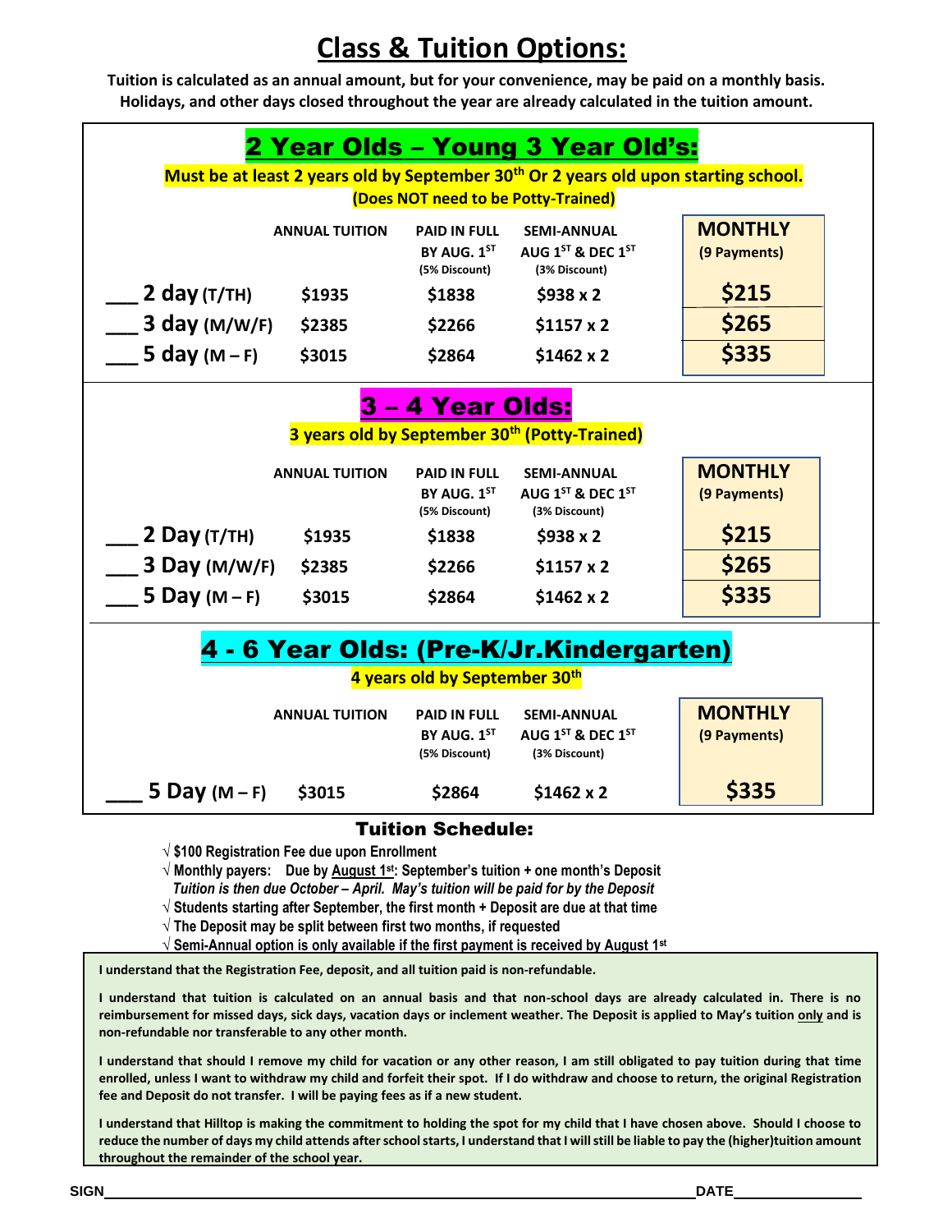# Class & Tuition Options:

**Tuition is calculated as an annual amount, but for your convenience, may be paid on a monthly basis. Holidays, and other days closed throughout the year are already calculated in the tuition amount.**

## 2 Year Olds – Young 3 Year Old's:

**Must be at least 2 years old by September 30th Or 2 years old upon starting school.**
**(Does NOT need to be Potty-Trained)**

| | ANNUAL TUITION | PAID IN FULL BY AUG. 1ST (5% Discount) | SEMI-ANNUAL AUG 1ST & DEC 1ST (3% Discount) | MONTHLY (9 Payments) |
|---|---|---|---|---|
| ___ 2 day (T/TH) | $1935 | $1838 | $938 x 2 | $215 |
| ___ 3 day (M/W/F) | $2385 | $2266 | $1157 x 2 | $265 |
| ___ 5 day (M – F) | $3015 | $2864 | $1462 x 2 | $335 |

## 3 – 4 Year Olds:

**3 years old by September 30th (Potty-Trained)**

| | ANNUAL TUITION | PAID IN FULL BY AUG. 1ST (5% Discount) | SEMI-ANNUAL AUG 1ST & DEC 1ST (3% Discount) | MONTHLY (9 Payments) |
|---|---|---|---|---|
| ___ 2 Day (T/TH) | $1935 | $1838 | $938 x 2 | $215 |
| ___ 3 Day (M/W/F) | $2385 | $2266 | $1157 x 2 | $265 |
| ___ 5 Day (M – F) | $3015 | $2864 | $1462 x 2 | $335 |

## 4 - 6 Year Olds: (Pre-K/Jr.Kindergarten)

**4 years old by September 30th**

| | ANNUAL TUITION | PAID IN FULL BY AUG. 1ST (5% Discount) | SEMI-ANNUAL AUG 1ST & DEC 1ST (3% Discount) | MONTHLY (9 Payments) |
|---|---|---|---|---|
| ___ 5 Day (M – F) | $3015 | $2864 | $1462 x 2 | $335 |

## Tuition Schedule:

- √ **$100 Registration Fee due upon Enrollment**
- √ **Monthly payers: Due by August 1st: September's tuition + one month's Deposit**
  ***Tuition is then due October – April. May's tuition will be paid for by the Deposit***
- √ **Students starting after September, the first month + Deposit are due at that time**
- √ **The Deposit may be split between first two months, if requested**
- √ **Semi-Annual option is only available if the first payment is received by August 1st**

**I understand that the Registration Fee, deposit, and all tuition paid is non-refundable.**

**I understand that tuition is calculated on an annual basis and that non-school days are already calculated in. There is no reimbursement for missed days, sick days, vacation days or inclement weather. The Deposit is applied to May's tuition only and is non-refundable nor transferable to any other month.**

**I understand that should I remove my child for vacation or any other reason, I am still obligated to pay tuition during that time enrolled, unless I want to withdraw my child and forfeit their spot. If I do withdraw and choose to return, the original Registration fee and Deposit do not transfer. I will be paying fees as if a new student.**

**I understand that Hilltop is making the commitment to holding the spot for my child that I have chosen above. Should I choose to reduce the number of days my child attends after school starts, I understand that I will still be liable to pay the (higher)tuition amount throughout the remainder of the school year.**

SIGN________________________________________________________________ DATE_______________